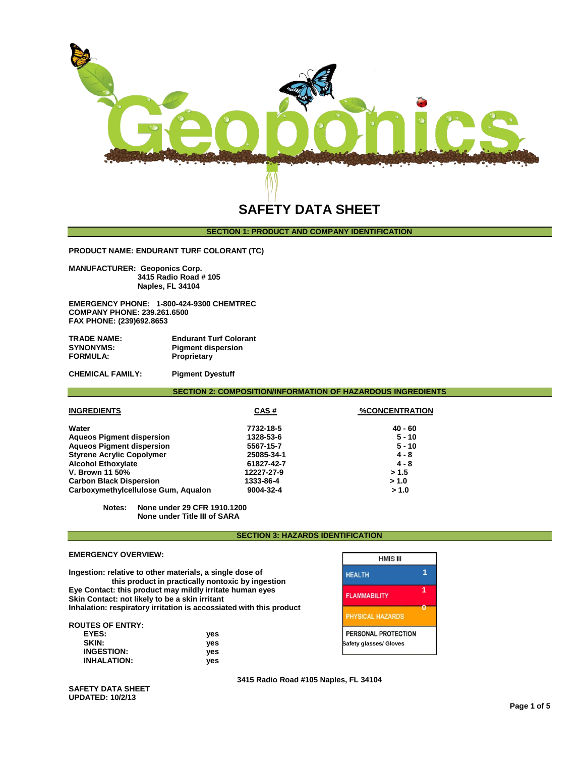# SAFETY DATA SHEET

## SECTION 1: PRODUCT AND COMPANY IDENTIFICATION

**PRODUCT NAME: ENDURANT TURF COLORANT (TC)**

**MANUFACTURER: Geoponics Corp.**
**3415 Radio Road # 105**
**Naples, FL 34104**

**EMERGENCY PHONE: 1-800-424-9300 CHEMTREC**
**COMPANY PHONE: 239.261.6500**
**FAX PHONE: (239)692.8653**

| | |
|---|---|
| **TRADE NAME:** | **Endurant Turf Colorant** |
| **SYNONYMS:** | **Pigment dispersion** |
| **FORMULA:** | **Proprietary** |
| **CHEMICAL FAMILY:** | **Pigment Dyestuff** |

## SECTION 2: COMPOSITION/INFORMATION OF HAZARDOUS INGREDIENTS

| INGREDIENTS | CAS # | %CONCENTRATION |
|---|---|---|
| Water | 7732-18-5 | 40 - 60 |
| Aqueos Pigment dispersion | 1328-53-6 | 5 - 10 |
| Aqueos Pigment dispersion | 5567-15-7 | 5 - 10 |
| Styrene Acrylic Copolymer | 25085-34-1 | 4 - 8 |
| Alcohol Ethoxylate | 61827-42-7 | 4 - 8 |
| V. Brown 11 50% | 12227-27-9 | > 1.5 |
| Carbon Black Dispersion | 1333-86-4 | > 1.0 |
| Carboxymethylcellulose Gum, Aqualon | 9004-32-4 | > 1.0 |

**Notes:** **None under 29 CFR 1910.1200**
**None under Title III of SARA**

## SECTION 3: HAZARDS IDENTIFICATION

**EMERGENCY OVERVIEW:**

**Ingestion: relative to other materials, a single dose of this product in practically nontoxic by ingestion**
**Eye Contact: this product may mildly irritate human eyes**
**Skin Contact: not likely to be a skin irritant**
**Inhalation: respiratory irritation is accossiated with this product**

**ROUTES OF ENTRY:**

| | |
|---|---|
| **EYES:** | **yes** |
| **SKIN:** | **yes** |
| **INGESTION:** | **yes** |
| **INHALATION:** | **yes** |

| HMIS III | |
|---|---|
| HEALTH | 1 |
| FLAMMABILITY | 1 |
| PHYSICAL HAZARDS | 0 |
| PERSONAL PROTECTION | Safety glasses/ Gloves |

**3415 Radio Road #105 Naples, FL 34104**

**SAFETY DATA SHEET**
**UPDATED: 10/2/13**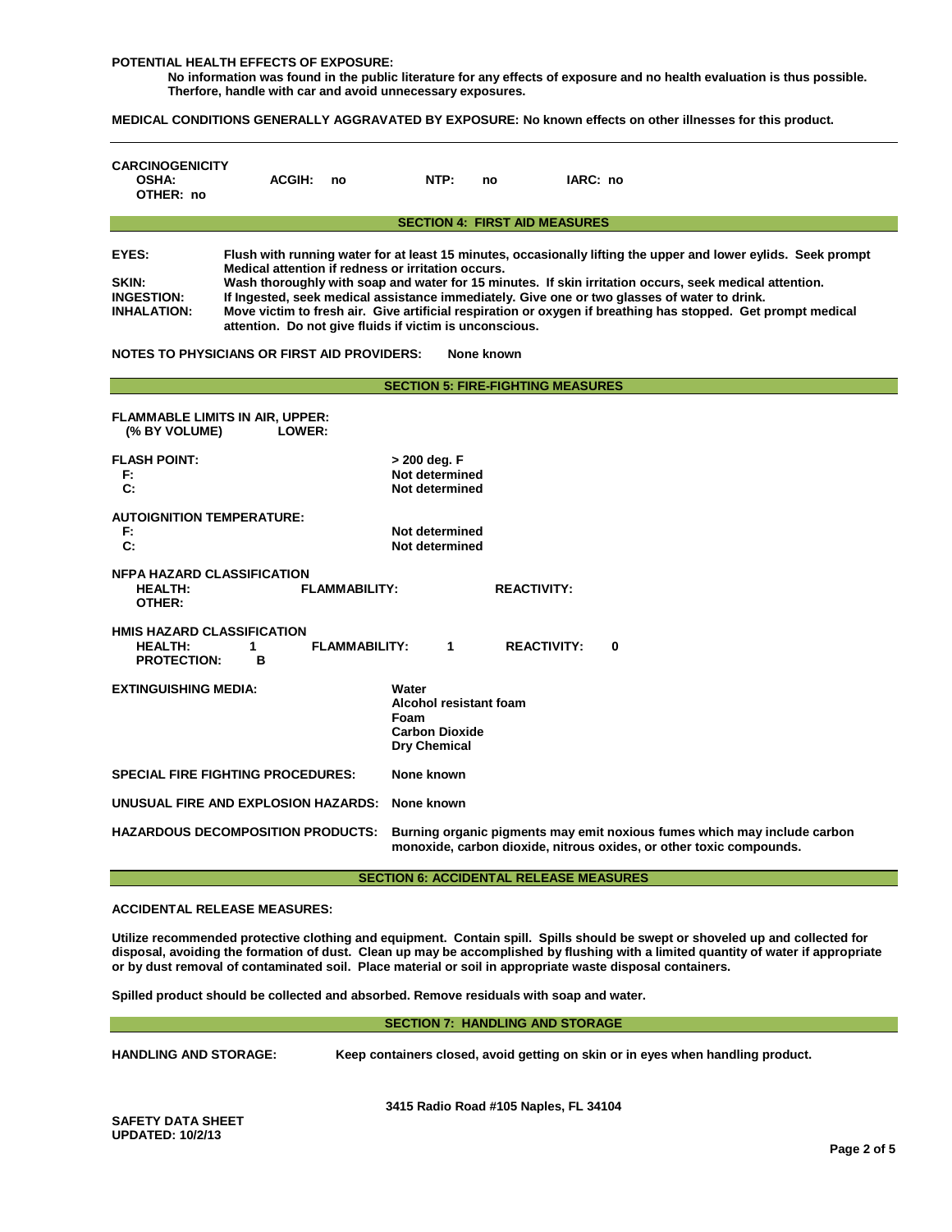**POTENTIAL HEALTH EFFECTS OF EXPOSURE:**

**No information was found in the public literature for any effects of exposure and no health evaluation is thus possible. Therfore, handle with car and avoid unnecessary exposures.**

**MEDICAL CONDITIONS GENERALLY AGGRAVATED BY EXPOSURE: No known effects on other illnesses for this product.**

---

**CARCINOGENICITY**

| OSHA: | ACGIH: no | NTP: no | IARC: no |
|---|---|---|---|
| OTHER: no | | | |

## SECTION 4: FIRST AID MEASURES

**EYES:** Flush with running water for at least 15 minutes, occasionally lifting the upper and lower eylids. Seek prompt Medical attention if redness or irritation occurs.

**SKIN:** Wash thoroughly with soap and water for 15 minutes. If skin irritation occurs, seek medical attention.

**INGESTION:** If Ingested, seek medical assistance immediately. Give one or two glasses of water to drink.

**INHALATION:** Move victim to fresh air. Give artificial respiration or oxygen if breathing has stopped. Get prompt medical attention. Do not give fluids if victim is unconscious.

**NOTES TO PHYSICIANS OR FIRST AID PROVIDERS:** None known

## SECTION 5: FIRE-FIGHTING MEASURES

**FLAMMABLE LIMITS IN AIR, UPPER:**
**(% BY VOLUME) LOWER:**

**FLASH POINT:** > 200 deg. F
- **F:** Not determined
- **C:** Not determined

**AUTOIGNITION TEMPERATURE:**
- **F:** Not determined
- **C:** Not determined

**NFPA HAZARD CLASSIFICATION**

| HEALTH: | FLAMMABILITY: | REACTIVITY: |
|---|---|---|
| OTHER: | | |

**HMIS HAZARD CLASSIFICATION**

| HEALTH: 1 | FLAMMABILITY: 1 | REACTIVITY: 0 |
|---|---|---|
| PROTECTION: B | | |

**EXTINGUISHING MEDIA:**
- Water
- Alcohol resistant foam
- Foam
- Carbon Dioxide
- Dry Chemical

**SPECIAL FIRE FIGHTING PROCEDURES:** None known

**UNUSUAL FIRE AND EXPLOSION HAZARDS:** None known

**HAZARDOUS DECOMPOSITION PRODUCTS:** Burning organic pigments may emit noxious fumes which may include carbon monoxide, carbon dioxide, nitrous oxides, or other toxic compounds.

## SECTION 6: ACCIDENTAL RELEASE MEASURES

**ACCIDENTAL RELEASE MEASURES:**

**Utilize recommended protective clothing and equipment. Contain spill. Spills should be swept or shoveled up and collected for disposal, avoiding the formation of dust. Clean up may be accomplished by flushing with a limited quantity of water if appropriate or by dust removal of contaminated soil. Place material or soil in appropriate waste disposal containers.**

**Spilled product should be collected and absorbed. Remove residuals with soap and water.**

## SECTION 7: HANDLING AND STORAGE

**HANDLING AND STORAGE:** Keep containers closed, avoid getting on skin or in eyes when handling product.

**3415 Radio Road #105 Naples, FL 34104**

**SAFETY DATA SHEET**
**UPDATED: 10/2/13**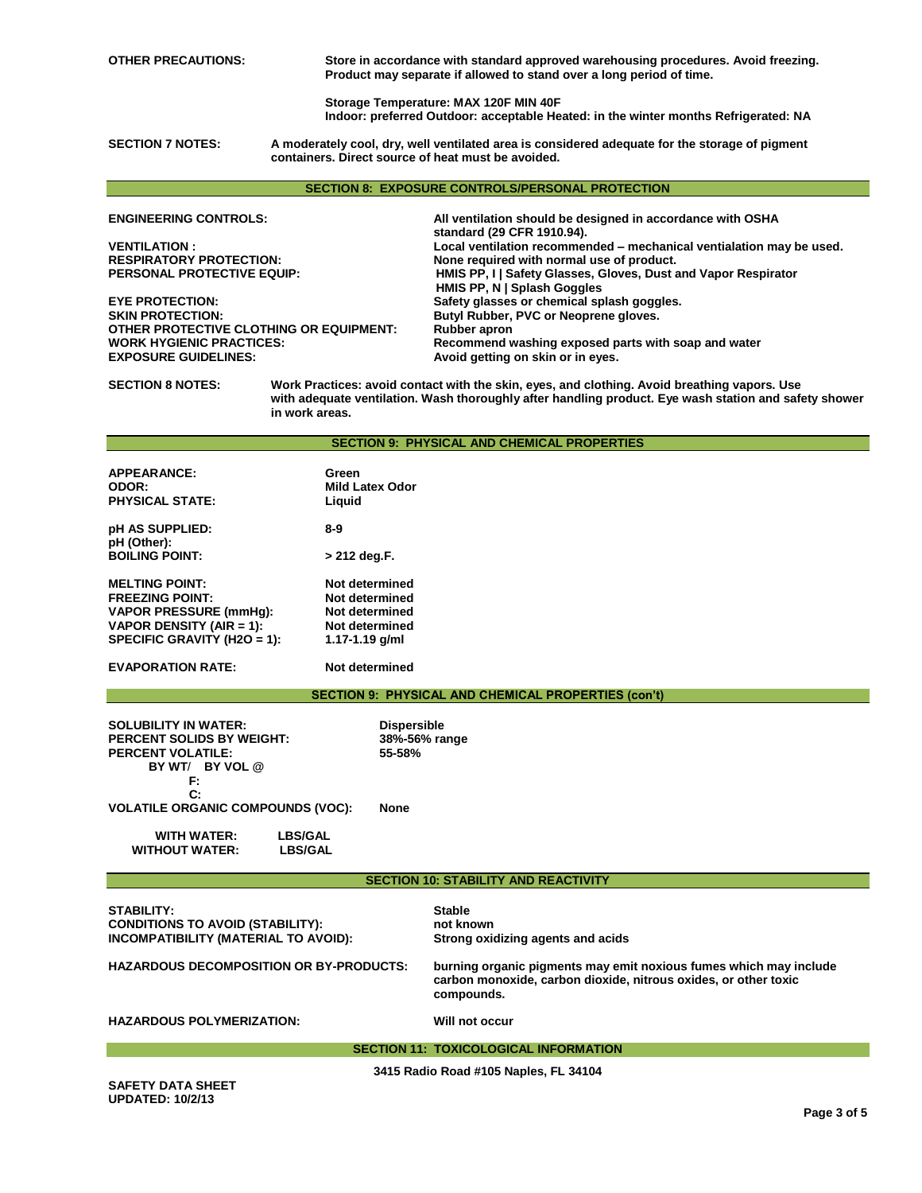**OTHER PRECAUTIONS:** Store in accordance with standard approved warehousing procedures. Avoid freezing. Product may separate if allowed to stand over a long period of time.

Storage Temperature: MAX 120F MIN 40F
Indoor: preferred Outdoor: acceptable Heated: in the winter months Refrigerated: NA

**SECTION 7 NOTES:** A moderately cool, dry, well ventilated area is considered adequate for the storage of pigment containers. Direct source of heat must be avoided.

## SECTION 8: EXPOSURE CONTROLS/PERSONAL PROTECTION

| | |
|---|---|
| **ENGINEERING CONTROLS:** | All ventilation should be designed in accordance with OSHA standard (29 CFR 1910.94). |
| **VENTILATION :** | Local ventilation recommended – mechanical ventialation may be used. |
| **RESPIRATORY PROTECTION:** | None required with normal use of product. |
| **PERSONAL PROTECTIVE EQUIP:** | HMIS PP, I \| Safety Glasses, Gloves, Dust and Vapor Respirator<br>HMIS PP, N \| Splash Goggles |
| **EYE PROTECTION:** | Safety glasses or chemical splash goggles. |
| **SKIN PROTECTION:** | Butyl Rubber, PVC or Neoprene gloves. |
| **OTHER PROTECTIVE CLOTHING OR EQUIPMENT:** | Rubber apron |
| **WORK HYGIENIC PRACTICES:** | Recommend washing exposed parts with soap and water |
| **EXPOSURE GUIDELINES:** | Avoid getting on skin or in eyes. |

**SECTION 8 NOTES:** Work Practices: avoid contact with the skin, eyes, and clothing. Avoid breathing vapors. Use with adequate ventilation. Wash thoroughly after handling product. Eye wash station and safety shower in work areas.

## SECTION 9: PHYSICAL AND CHEMICAL PROPERTIES

| | |
|---|---|
| **APPEARANCE:** | Green |
| **ODOR:** | Mild Latex Odor |
| **PHYSICAL STATE:** | Liquid |
| **pH AS SUPPLIED:** | 8-9 |
| **pH (Other):** | |
| **BOILING POINT:** | > 212 deg.F. |
| **MELTING POINT:** | Not determined |
| **FREEZING POINT:** | Not determined |
| **VAPOR PRESSURE (mmHg):** | Not determined |
| **VAPOR DENSITY (AIR = 1):** | Not determined |
| **SPECIFIC GRAVITY (H2O = 1):** | 1.17-1.19 g/ml |
| **EVAPORATION RATE:** | Not determined |

## SECTION 9: PHYSICAL AND CHEMICAL PROPERTIES (con't)

| | |
|---|---|
| **SOLUBILITY IN WATER:** | Dispersible |
| **PERCENT SOLIDS BY WEIGHT:** | 38%-56% range |
| **PERCENT VOLATILE:** | 55-58% |
| **BY WT/ BY VOL @** | |
| **F:** | |
| **C:** | |
| **VOLATILE ORGANIC COMPOUNDS (VOC):** | None |
| **WITH WATER:** | LBS/GAL |
| **WITHOUT WATER:** | LBS/GAL |

## SECTION 10: STABILITY AND REACTIVITY

| | |
|---|---|
| **STABILITY:** | Stable |
| **CONDITIONS TO AVOID (STABILITY):** | not known |
| **INCOMPATIBILITY (MATERIAL TO AVOID):** | Strong oxidizing agents and acids |
| **HAZARDOUS DECOMPOSITION OR BY-PRODUCTS:** | burning organic pigments may emit noxious fumes which may include carbon monoxide, carbon dioxide, nitrous oxides, or other toxic compounds. |
| **HAZARDOUS POLYMERIZATION:** | Will not occur |

## SECTION 11: TOXICOLOGICAL INFORMATION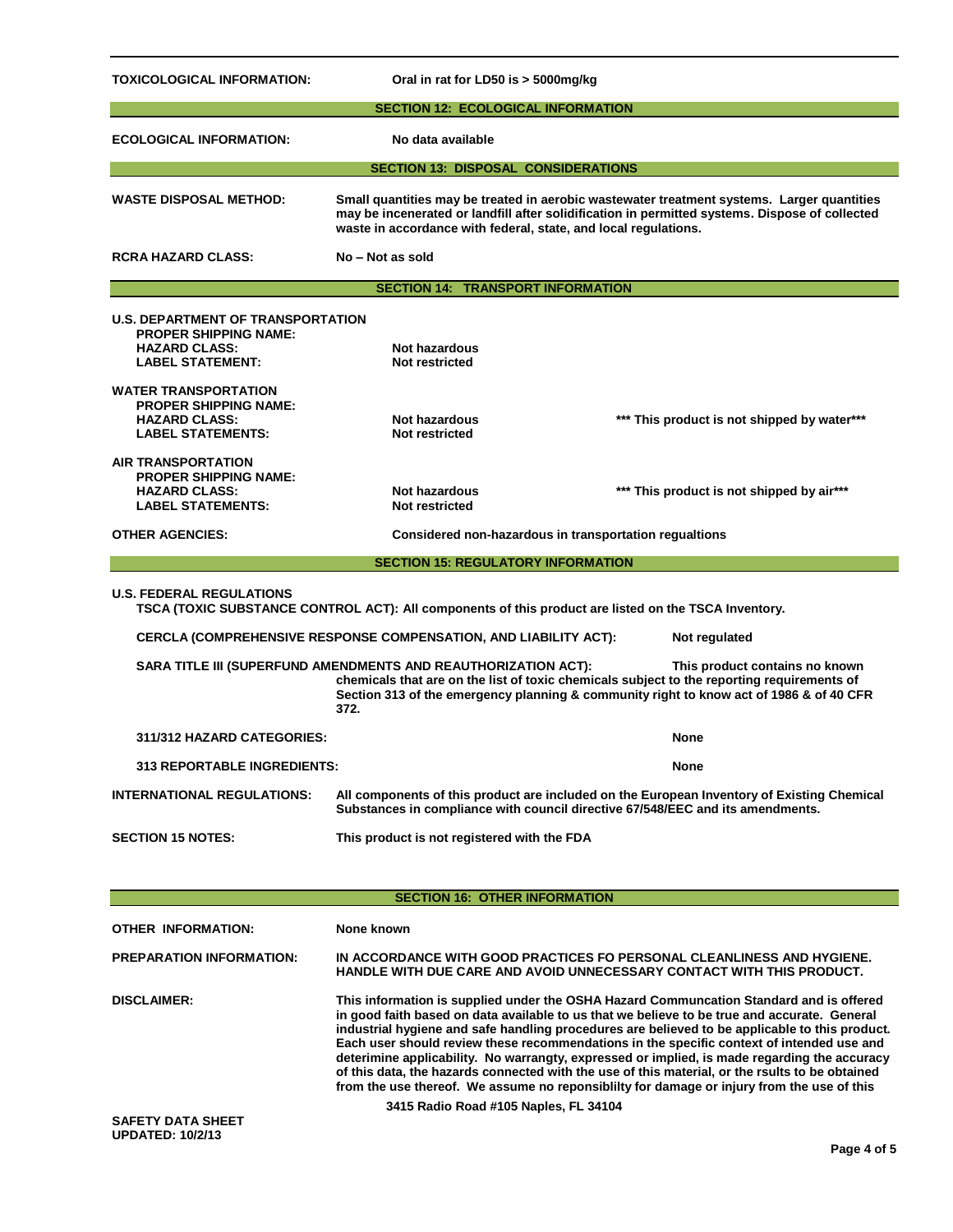**TOXICOLOGICAL INFORMATION:** Oral in rat for LD50 is > 5000mg/kg

## SECTION 12: ECOLOGICAL INFORMATION

**ECOLOGICAL INFORMATION:** No data available

## SECTION 13: DISPOSAL CONSIDERATIONS

**WASTE DISPOSAL METHOD:** Small quantities may be treated in aerobic wastewater treatment systems. Larger quantities may be incenerated or landfill after solidification in permitted systems. Dispose of collected waste in accordance with federal, state, and local regulations.

**RCRA HAZARD CLASS:** No – Not as sold

## SECTION 14: TRANSPORT INFORMATION

**U.S. DEPARTMENT OF TRANSPORTATION**
- **PROPER SHIPPING NAME:**
- **HAZARD CLASS:** Not hazardous
- **LABEL STATEMENT:** Not restricted

**WATER TRANSPORTATION**
- **PROPER SHIPPING NAME:**
- **HAZARD CLASS:** Not hazardous
- **LABEL STATEMENTS:** Not restricted

*** This product is not shipped by water***

**AIR TRANSPORTATION**
- **PROPER SHIPPING NAME:**
- **HAZARD CLASS:** Not hazardous
- **LABEL STATEMENTS:** Not restricted

*** This product is not shipped by air***

**OTHER AGENCIES:** Considered non-hazardous in transportation regualtions

## SECTION 15: REGULATORY INFORMATION

**U.S. FEDERAL REGULATIONS**

TSCA (TOXIC SUBSTANCE CONTROL ACT): All components of this product are listed on the TSCA Inventory.

CERCLA (COMPREHENSIVE RESPONSE COMPENSATION, AND LIABILITY ACT): Not regulated

SARA TITLE III (SUPERFUND AMENDMENTS AND REAUTHORIZATION ACT): This product contains no known chemicals that are on the list of toxic chemicals subject to the reporting requirements of Section 313 of the emergency planning & community right to know act of 1986 & of 40 CFR 372.

**311/312 HAZARD CATEGORIES:** None

**313 REPORTABLE INGREDIENTS:** None

**INTERNATIONAL REGULATIONS:** All components of this product are included on the European Inventory of Existing Chemical Substances in compliance with council directive 67/548/EEC and its amendments.

**SECTION 15 NOTES:** This product is not registered with the FDA

## SECTION 16: OTHER INFORMATION

**OTHER INFORMATION:** None known

**PREPARATION INFORMATION:** IN ACCORDANCE WITH GOOD PRACTICES FO PERSONAL CLEANLINESS AND HYGIENE. HANDLE WITH DUE CARE AND AVOID UNNECESSARY CONTACT WITH THIS PRODUCT.

**DISCLAIMER:** This information is supplied under the OSHA Hazard Communcation Standard and is offered in good faith based on data available to us that we believe to be true and accurate. General industrial hygiene and safe handling procedures are believed to be applicable to this product. Each user should review these recommendations in the specific context of intended use and deterimine applicability. No warrangty, expressed or implied, is made regarding the accuracy of this data, the hazards connected with the use of this material, or the rsults to be obtained from the use thereof. We assume no reponsiblity for damage or injury from the use of this

3415 Radio Road #105 Naples, FL 34104

**SAFETY DATA SHEET**
**UPDATED: 10/2/13**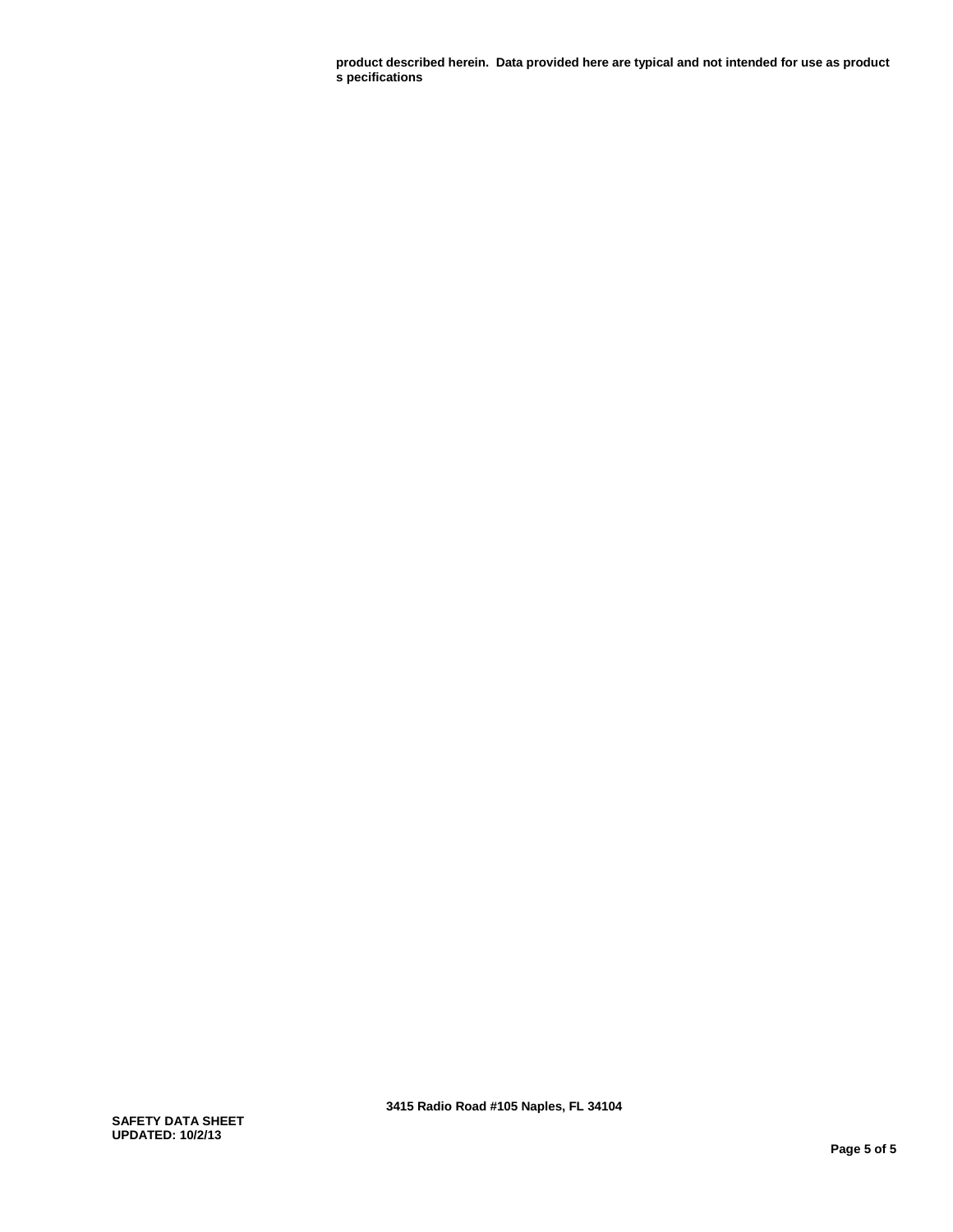**product described herein. Data provided here are typical and not intended for use as product s pecifications**